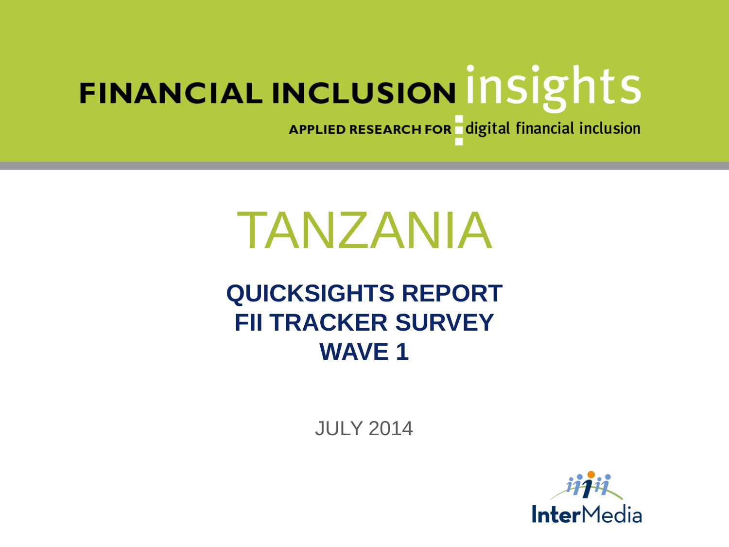FINANCIAL INCLUSION insights

APPLIED RESEARCH FOR digital financial inclusion

# TANZANIA

## QUICKSIGHTS REPORT
## FII TRACKER SURVEY
## WAVE 1

JULY 2014

InterMedia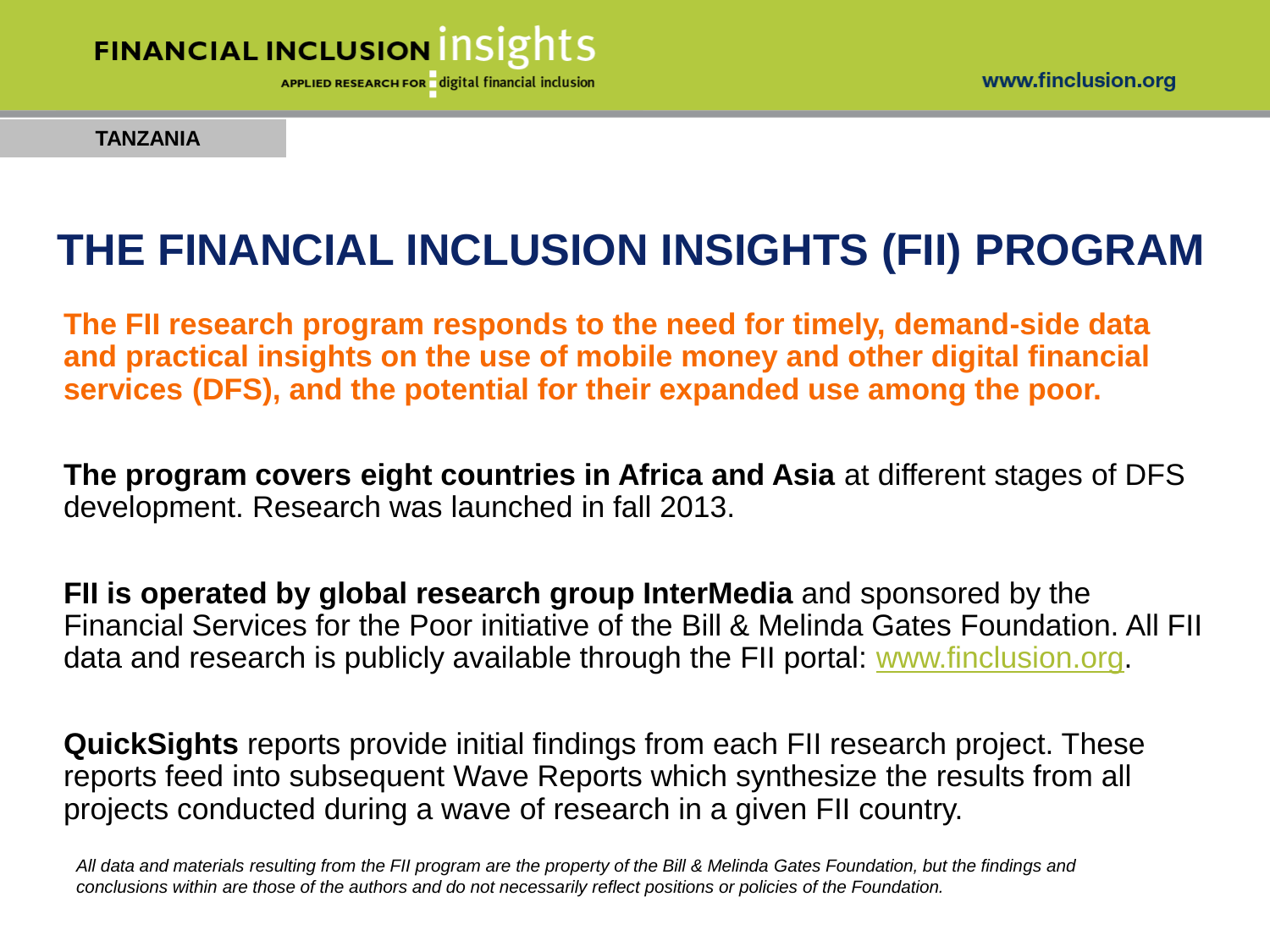TANZANIA

# THE FINANCIAL INCLUSION INSIGHTS (FII) PROGRAM

**The FII research program responds to the need for timely, demand-side data and practical insights on the use of mobile money and other digital financial services (DFS), and the potential for their expanded use among the poor.**

**The program covers eight countries in Africa and Asia** at different stages of DFS development. Research was launched in fall 2013.

**FII is operated by global research group InterMedia** and sponsored by the Financial Services for the Poor initiative of the Bill & Melinda Gates Foundation. All FII data and research is publicly available through the FII portal: www.finclusion.org.

**QuickSights** reports provide initial findings from each FII research project. These reports feed into subsequent Wave Reports which synthesize the results from all projects conducted during a wave of research in a given FII country.

*All data and materials resulting from the FII program are the property of the Bill & Melinda Gates Foundation, but the findings and conclusions within are those of the authors and do not necessarily reflect positions or policies of the Foundation.*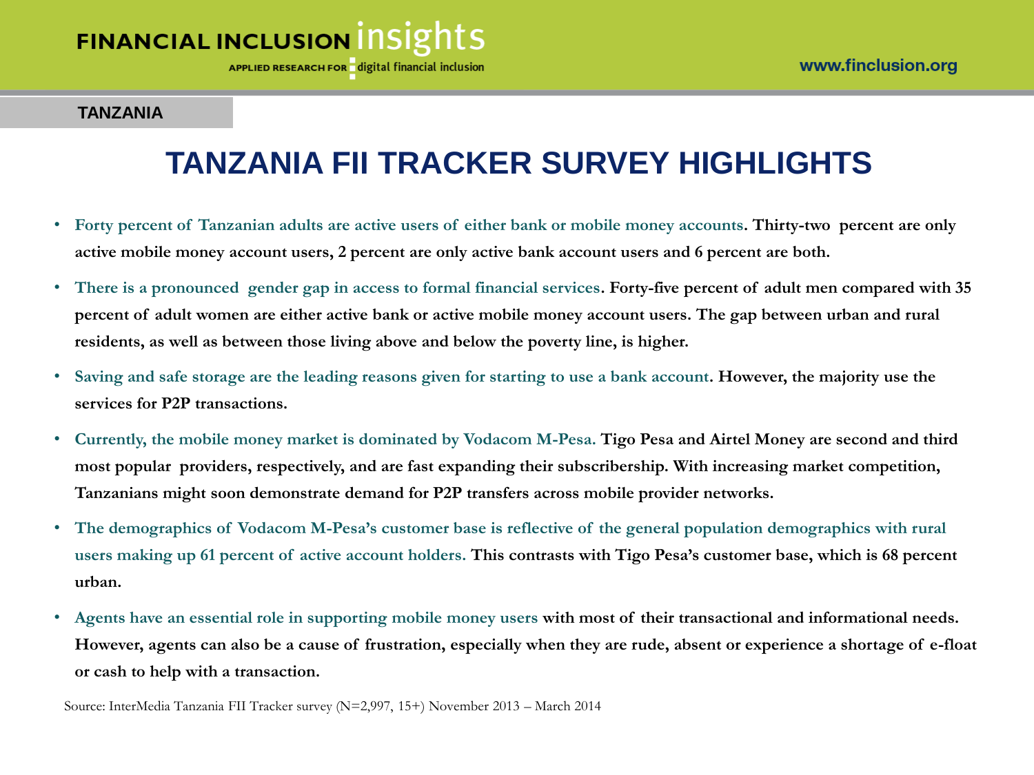TANZANIA

# TANZANIA FII TRACKER SURVEY HIGHLIGHTS

- **Forty percent of Tanzanian adults are active users of either bank or mobile money accounts. Thirty-two percent are only active mobile money account users, 2 percent are only active bank account users and 6 percent are both.**
- **There is a pronounced gender gap in access to formal financial services. Forty-five percent of adult men compared with 35 percent of adult women are either active bank or active mobile money account users. The gap between urban and rural residents, as well as between those living above and below the poverty line, is higher.**
- **Saving and safe storage are the leading reasons given for starting to use a bank account. However, the majority use the services for P2P transactions.**
- **Currently, the mobile money market is dominated by Vodacom M-Pesa. Tigo Pesa and Airtel Money are second and third most popular providers, respectively, and are fast expanding their subscribership. With increasing market competition, Tanzanians might soon demonstrate demand for P2P transfers across mobile provider networks.**
- **The demographics of Vodacom M-Pesa's customer base is reflective of the general population demographics with rural users making up 61 percent of active account holders. This contrasts with Tigo Pesa's customer base, which is 68 percent urban.**
- **Agents have an essential role in supporting mobile money users with most of their transactional and informational needs. However, agents can also be a cause of frustration, especially when they are rude, absent or experience a shortage of e-float or cash to help with a transaction.**

Source: InterMedia Tanzania FII Tracker survey (N=2,997, 15+) November 2013 – March 2014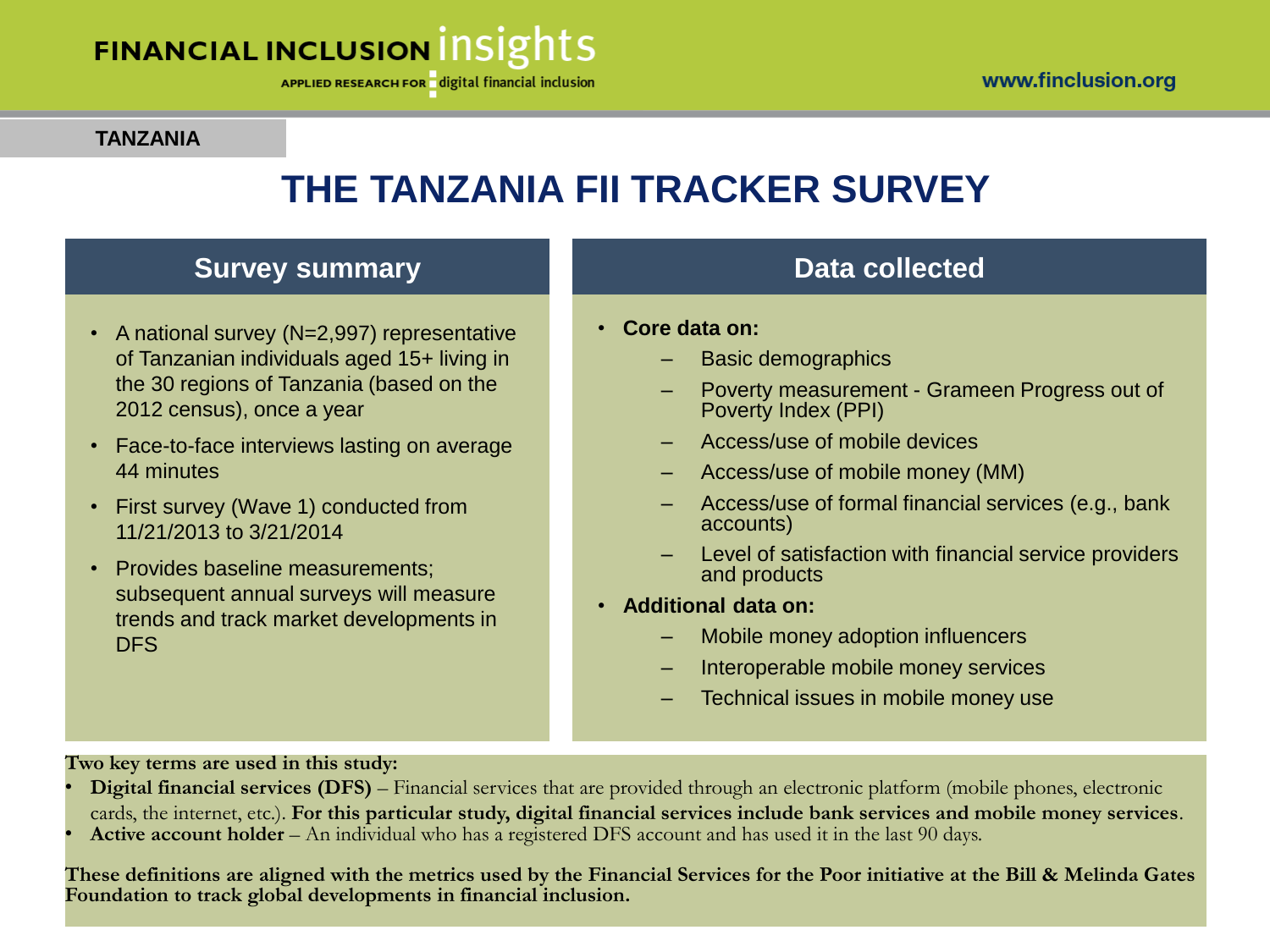TANZANIA

# THE TANZANIA FII TRACKER SURVEY

## Survey summary

- A national survey (N=2,997) representative of Tanzanian individuals aged 15+ living in the 30 regions of Tanzania (based on the 2012 census), once a year
- Face-to-face interviews lasting on average 44 minutes
- First survey (Wave 1) conducted from 11/21/2013 to 3/21/2014
- Provides baseline measurements; subsequent annual surveys will measure trends and track market developments in DFS

## Data collected

- **Core data on:**
  - Basic demographics
  - Poverty measurement - Grameen Progress out of Poverty Index (PPI)
  - Access/use of mobile devices
  - Access/use of mobile money (MM)
  - Access/use of formal financial services (e.g., bank accounts)
  - Level of satisfaction with financial service providers and products
- **Additional data on:**
  - Mobile money adoption influencers
  - Interoperable mobile money services
  - Technical issues in mobile money use

**Two key terms are used in this study:**

- **Digital financial services (DFS)** – Financial services that are provided through an electronic platform (mobile phones, electronic cards, the internet, etc.). **For this particular study, digital financial services include bank services and mobile money services**.
- **Active account holder** – An individual who has a registered DFS account and has used it in the last 90 days.

**These definitions are aligned with the metrics used by the Financial Services for the Poor initiative at the Bill & Melinda Gates Foundation to track global developments in financial inclusion.**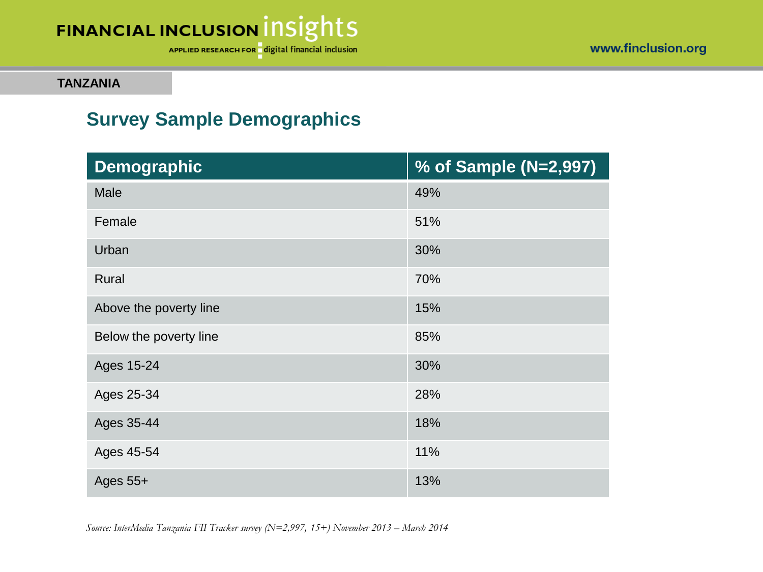**TANZANIA**

## Survey Sample Demographics

| Demographic | % of Sample (N=2,997) |
| --- | --- |
| Male | 49% |
| Female | 51% |
| Urban | 30% |
| Rural | 70% |
| Above the poverty line | 15% |
| Below the poverty line | 85% |
| Ages 15-24 | 30% |
| Ages 25-34 | 28% |
| Ages 35-44 | 18% |
| Ages 45-54 | 11% |
| Ages 55+ | 13% |

*Source: InterMedia Tanzania FII Tracker survey (N=2,997, 15+) November 2013 – March 2014*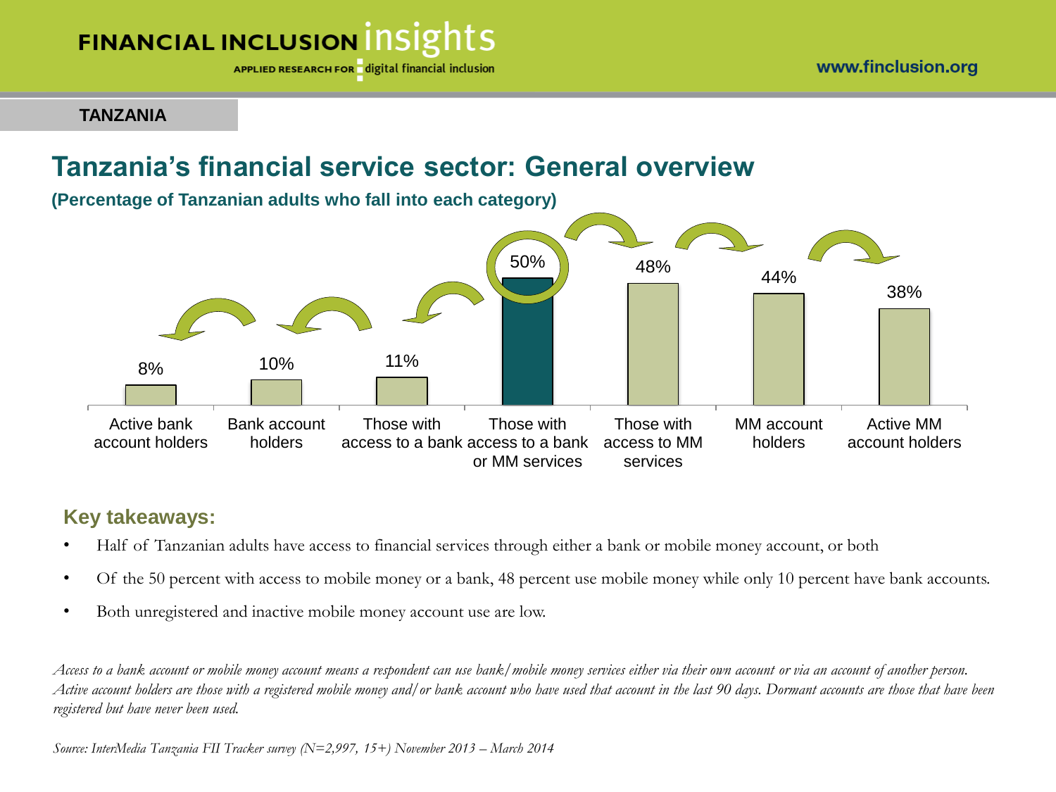**TANZANIA**

# Tanzania's financial service sector: General overview

**(Percentage of Tanzanian adults who fall into each category)**

| Category | Percentage |
|---|---|
| Active bank account holders | 8% |
| Bank account holders | 10% |
| Those with access to a bank | 11% |
| Those with access to a bank or MM services | 50% |
| Those with access to MM services | 48% |
| MM account holders | 44% |
| Active MM account holders | 38% |

## Key takeaways:

- Half of Tanzanian adults have access to financial services through either a bank or mobile money account, or both
- Of the 50 percent with access to mobile money or a bank, 48 percent use mobile money while only 10 percent have bank accounts.
- Both unregistered and inactive mobile money account use are low.

*Access to a bank account or mobile money account means a respondent can use bank/mobile money services either via their own account or via an account of another person. Active account holders are those with a registered mobile money and/or bank account who have used that account in the last 90 days. Dormant accounts are those that have been registered but have never been used.*

*Source: InterMedia Tanzania FII Tracker survey (N=2,997, 15+) November 2013 – March 2014*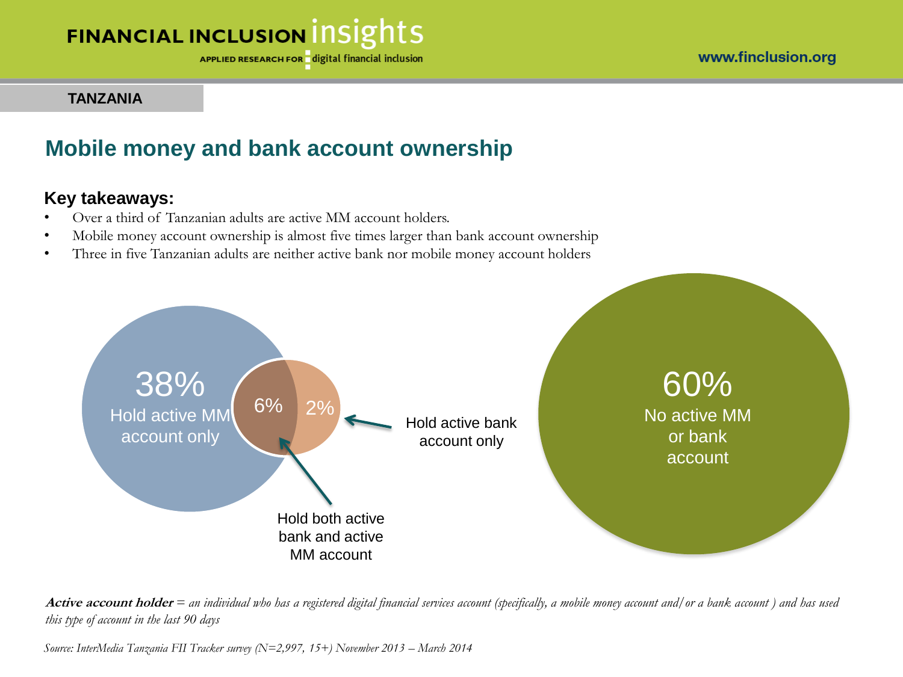TANZANIA

## Mobile money and bank account ownership

**Key takeaways:**

- Over a third of Tanzanian adults are active MM account holders.
- Mobile money account ownership is almost five times larger than bank account ownership
- Three in five Tanzanian adults are neither active bank nor mobile money account holders

38% Hold active MM account only

6% Hold both active bank and active MM account

2% Hold active bank account only

60% No active MM or bank account

***Active account holder*** *= an individual who has a registered digital financial services account (specifically, a mobile money account and/or a bank account ) and has used this type of account in the last 90 days*

*Source: InterMedia Tanzania FII Tracker survey (N=2,997, 15+) November 2013 – March 2014*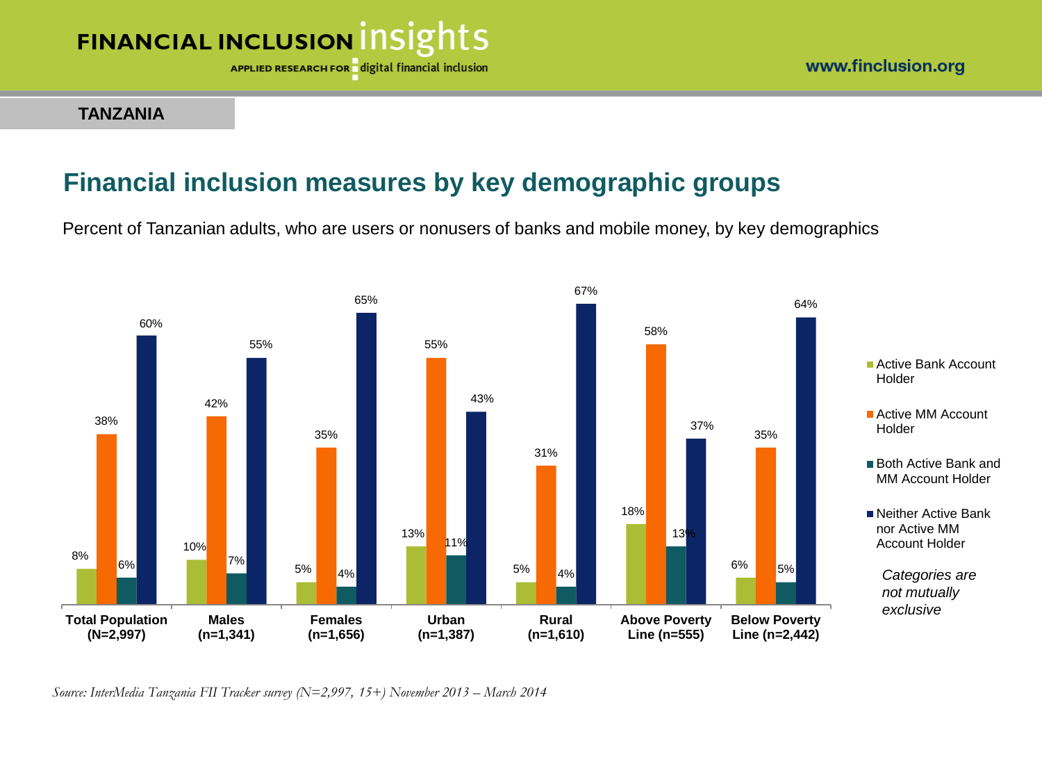TANZANIA

## Financial inclusion measures by key demographic groups

Percent of Tanzanian adults, who are users or nonusers of banks and mobile money, by key demographics

| | Total Population (N=2,997) | Males (n=1,341) | Females (n=1,656) | Urban (n=1,387) | Rural (n=1,610) | Above Poverty Line (n=555) | Below Poverty Line (n=2,442) |
|---|---|---|---|---|---|---|---|
| Active Bank Account Holder | 8% | 10% | 5% | 13% | 5% | 18% | 6% |
| Active MM Account Holder | 38% | 42% | 35% | 55% | 31% | 58% | 35% |
| Both Active Bank and MM Account Holder | 6% | 7% | 4% | 11% | 4% | 13% | 5% |
| Neither Active Bank nor Active MM Account Holder | 60% | 55% | 65% | 43% | 67% | 37% | 64% |

*Categories are not mutually exclusive*

*Source: InterMedia Tanzania FII Tracker survey (N=2,997, 15+) November 2013 – March 2014*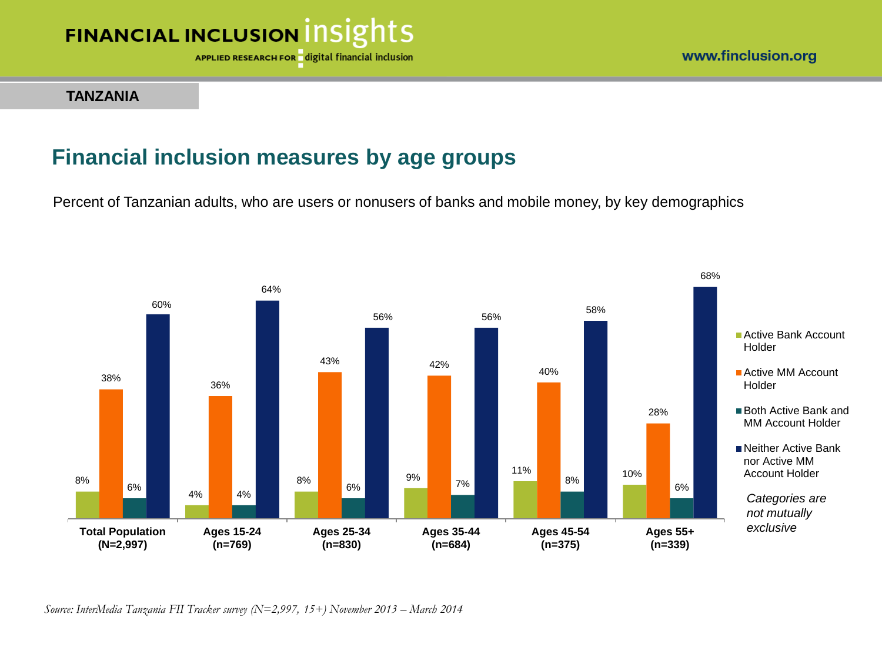**TANZANIA**

## Financial inclusion measures by age groups

Percent of Tanzanian adults, who are users or nonusers of banks and mobile money, by key demographics

| | Total Population (N=2,997) | Ages 15-24 (n=769) | Ages 25-34 (n=830) | Ages 35-44 (n=684) | Ages 45-54 (n=375) | Ages 55+ (n=339) |
|---|---|---|---|---|---|---|
| Active Bank Account Holder | 8% | 4% | 8% | 9% | 11% | 10% |
| Active MM Account Holder | 38% | 36% | 43% | 42% | 40% | 28% |
| Both Active Bank and MM Account Holder | 6% | 4% | 6% | 7% | 8% | 6% |
| Neither Active Bank nor Active MM Account Holder | 60% | 64% | 56% | 56% | 58% | 68% |

*Categories are not mutually exclusive*

*Source: InterMedia Tanzania FII Tracker survey (N=2,997, 15+) November 2013 – March 2014*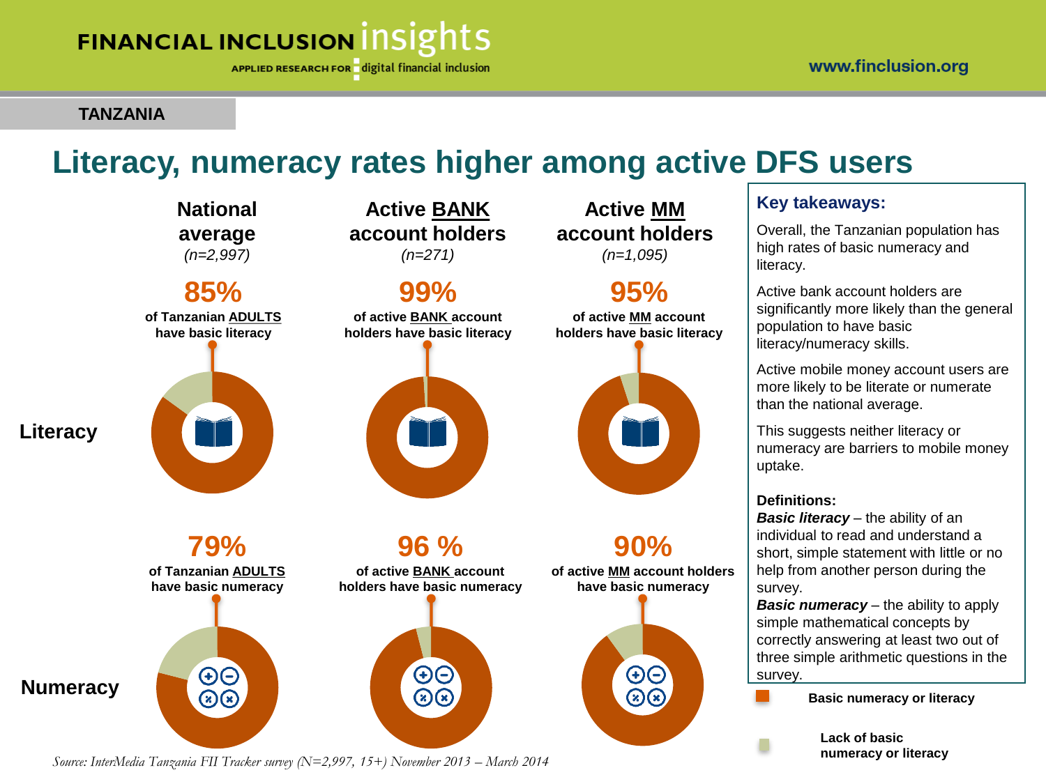TANZANIA

# Literacy, numeracy rates higher among active DFS users

| | National average *(n=2,997)* | Active BANK account holders *(n=271)* | Active MM account holders *(n=1,095)* |
|---|---|---|---|
| **Literacy** | **85%** of Tanzanian ADULTS have basic literacy | **99%** of active BANK account holders have basic literacy | **95%** of active MM account holders have basic literacy |
| **Numeracy** | **79%** of Tanzanian ADULTS have basic numeracy | **96 %** of active BANK account holders have basic numeracy | **90%** of active MM account holders have basic numeracy |

- Basic numeracy or literacy
- Lack of basic numeracy or literacy

**Key takeaways:**

Overall, the Tanzanian population has high rates of basic numeracy and literacy.

Active bank account holders are significantly more likely than the general population to have basic literacy/numeracy skills.

Active mobile money account users are more likely to be literate or numerate than the national average.

This suggests neither literacy or numeracy are barriers to mobile money uptake.

**Definitions:**

***Basic literacy*** – the ability of an individual to read and understand a short, simple statement with little or no help from another person during the survey.

***Basic numeracy*** – the ability to apply simple mathematical concepts by correctly answering at least two out of three simple arithmetic questions in the survey.

*Source: InterMedia Tanzania FII Tracker survey (N=2,997, 15+) November 2013 – March 2014*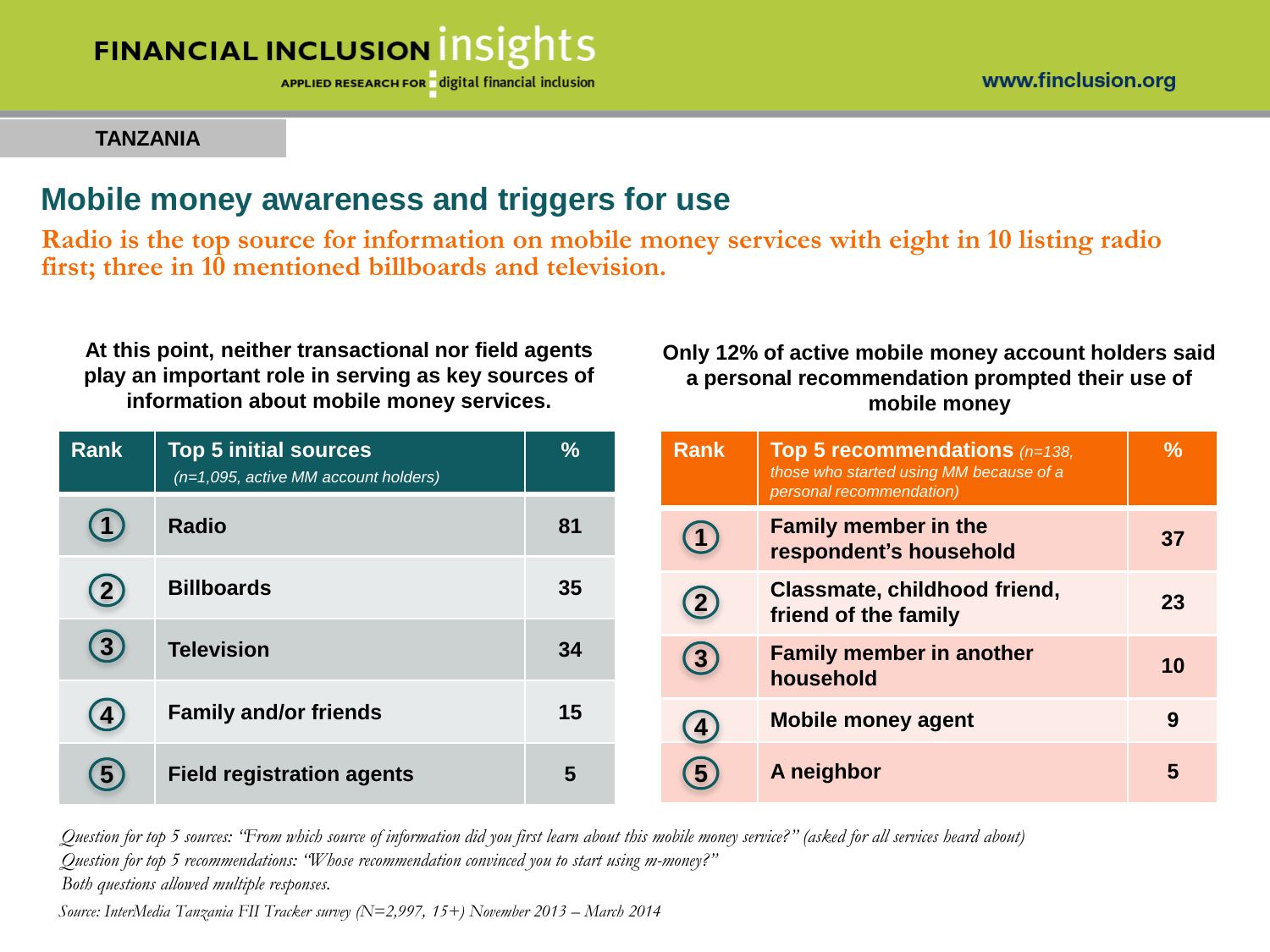**TANZANIA**

# Mobile money awareness and triggers for use

**Radio is the top source for information on mobile money services with eight in 10 listing radio first; three in 10 mentioned billboards and television.**

**At this point, neither transactional nor field agents play an important role in serving as key sources of information about mobile money services.**

| Rank | Top 5 initial sources *(n=1,095, active MM account holders)* | % |
|---|---|---|
| 1 | Radio | 81 |
| 2 | Billboards | 35 |
| 3 | Television | 34 |
| 4 | Family and/or friends | 15 |
| 5 | Field registration agents | 5 |

**Only 12% of active mobile money account holders said a personal recommendation prompted their use of mobile money**

| Rank | Top 5 recommendations *(n=138, those who started using MM because of a personal recommendation)* | % |
|---|---|---|
| 1 | Family member in the respondent's household | 37 |
| 2 | Classmate, childhood friend, friend of the family | 23 |
| 3 | Family member in another household | 10 |
| 4 | Mobile money agent | 9 |
| 5 | A neighbor | 5 |

*Question for top 5 sources: "From which source of information did you first learn about this mobile money service?" (asked for all services heard about)*

*Question for top 5 recommendations: "Whose recommendation convinced you to start using m-money?"*

*Both questions allowed multiple responses.*

*Source: InterMedia Tanzania FII Tracker survey (N=2,997, 15+) November 2013 – March 2014*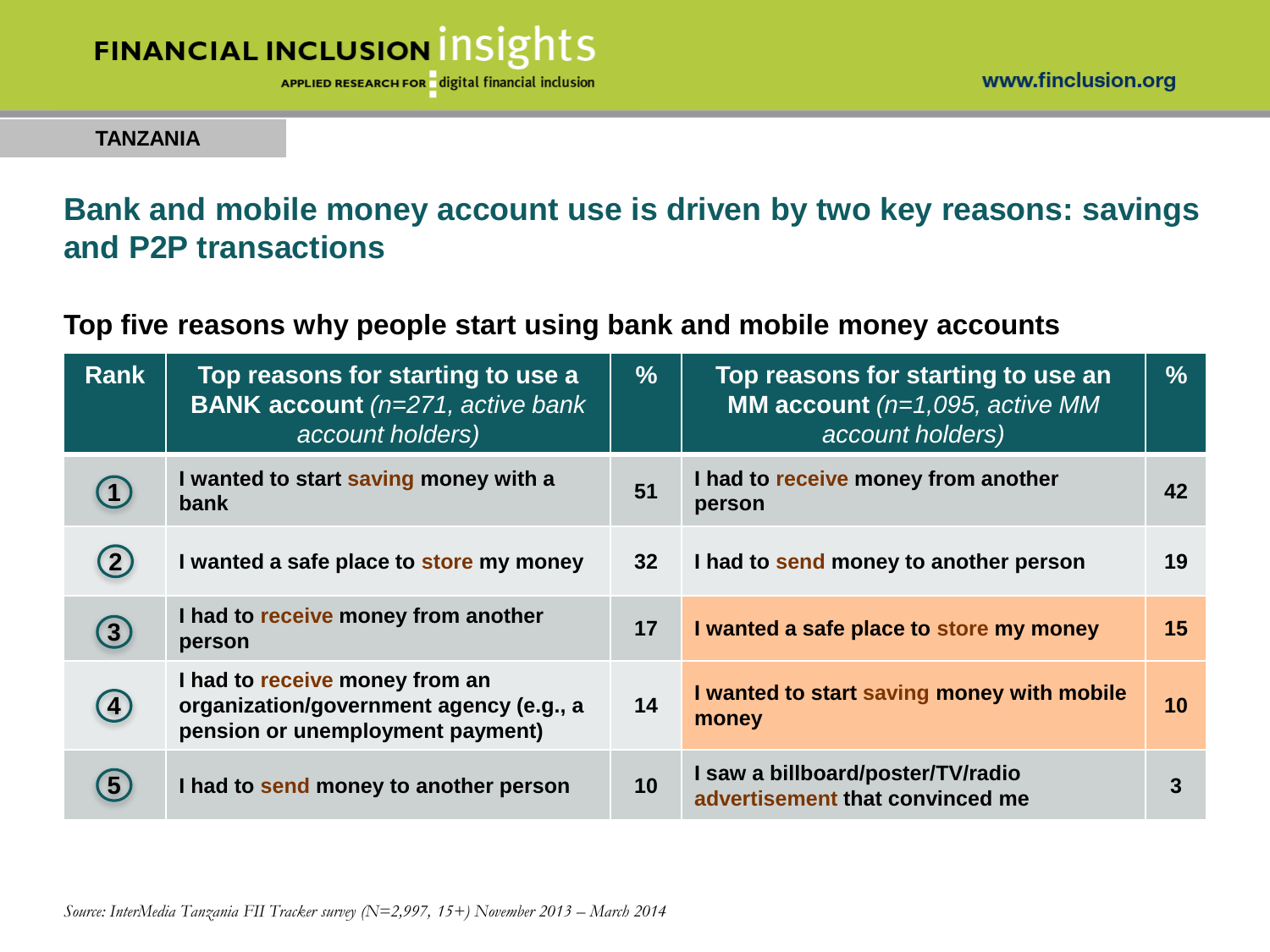**TANZANIA**

## Bank and mobile money account use is driven by two key reasons: savings and P2P transactions

### Top five reasons why people start using bank and mobile money accounts

| Rank | Top reasons for starting to use a **BANK account** *(n=271, active bank account holders)* | % | Top reasons for starting to use an **MM account** *(n=1,095, active MM account holders)* | % |
|---|---|---|---|---|
| 1 | I wanted to start saving money with a bank | 51 | I had to receive money from another person | 42 |
| 2 | I wanted a safe place to store my money | 32 | I had to send money to another person | 19 |
| 3 | I had to receive money from another person | 17 | I wanted a safe place to store my money | 15 |
| 4 | I had to receive money from an organization/government agency (e.g., a pension or unemployment payment) | 14 | I wanted to start saving money with mobile money | 10 |
| 5 | I had to send money to another person | 10 | I saw a billboard/poster/TV/radio advertisement that convinced me | 3 |

*Source: InterMedia Tanzania FII Tracker survey (N=2,997, 15+) November 2013 – March 2014*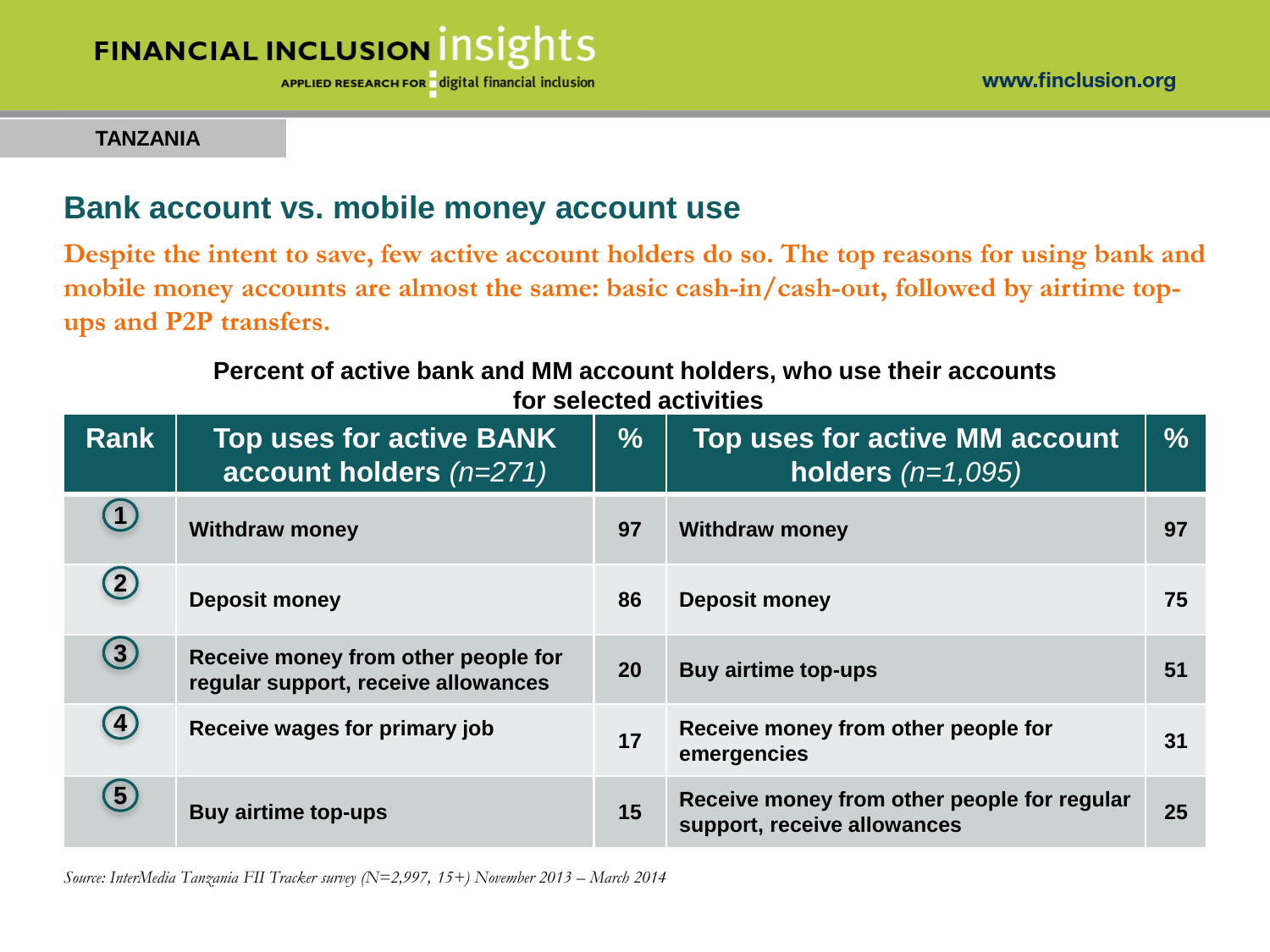TANZANIA

## Bank account vs. mobile money account use

**Despite the intent to save, few active account holders do so. The top reasons for using bank and mobile money accounts are almost the same: basic cash-in/cash-out, followed by airtime top-ups and P2P transfers.**

**Percent of active bank and MM account holders, who use their accounts for selected activities**

| Rank | Top uses for active BANK account holders *(n=271)* | % | Top uses for active MM account holders *(n=1,095)* | % |
|---|---|---|---|---|
| 1 | Withdraw money | 97 | Withdraw money | 97 |
| 2 | Deposit money | 86 | Deposit money | 75 |
| 3 | Receive money from other people for regular support, receive allowances | 20 | Buy airtime top-ups | 51 |
| 4 | Receive wages for primary job | 17 | Receive money from other people for emergencies | 31 |
| 5 | Buy airtime top-ups | 15 | Receive money from other people for regular support, receive allowances | 25 |

*Source: InterMedia Tanzania FII Tracker survey (N=2,997, 15+) November 2013 – March 2014*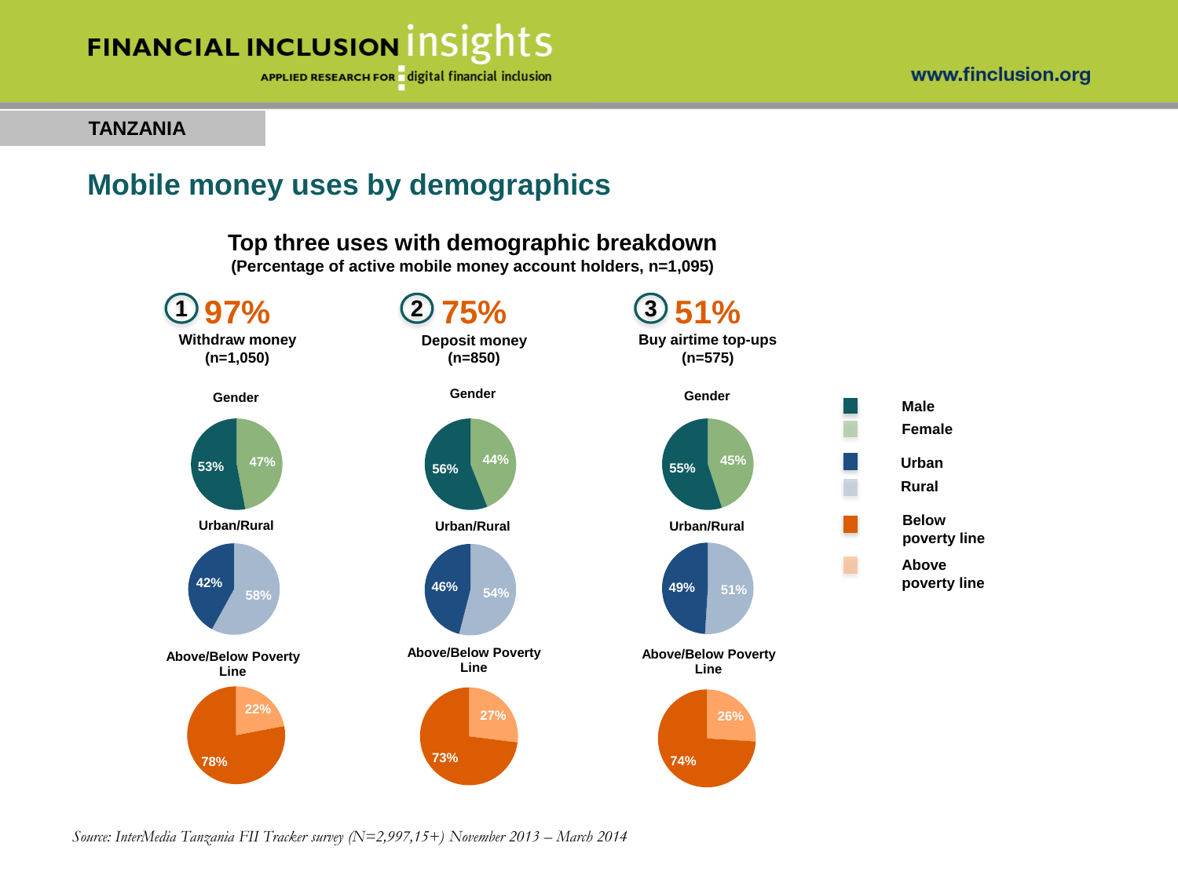TANZANIA

## Mobile money uses by demographics

### Top three uses with demographic breakdown

**(Percentage of active mobile money account holders, n=1,095)**

| | 1. 97% Withdraw money (n=1,050) | 2. 75% Deposit money (n=850) | 3. 51% Buy airtime top-ups (n=575) |
|---|---|---|---|
| **Gender** | | | |
| Male | 53% | 56% | 55% |
| Female | 47% | 44% | 45% |
| **Urban/Rural** | | | |
| Urban | 42% | 46% | 49% |
| Rural | 58% | 54% | 51% |
| **Above/Below Poverty Line** | | | |
| Below poverty line | 78% | 73% | 74% |
| Above poverty line | 22% | 27% | 26% |

*Source: InterMedia Tanzania FII Tracker survey (N=2,997,15+) November 2013 – March 2014*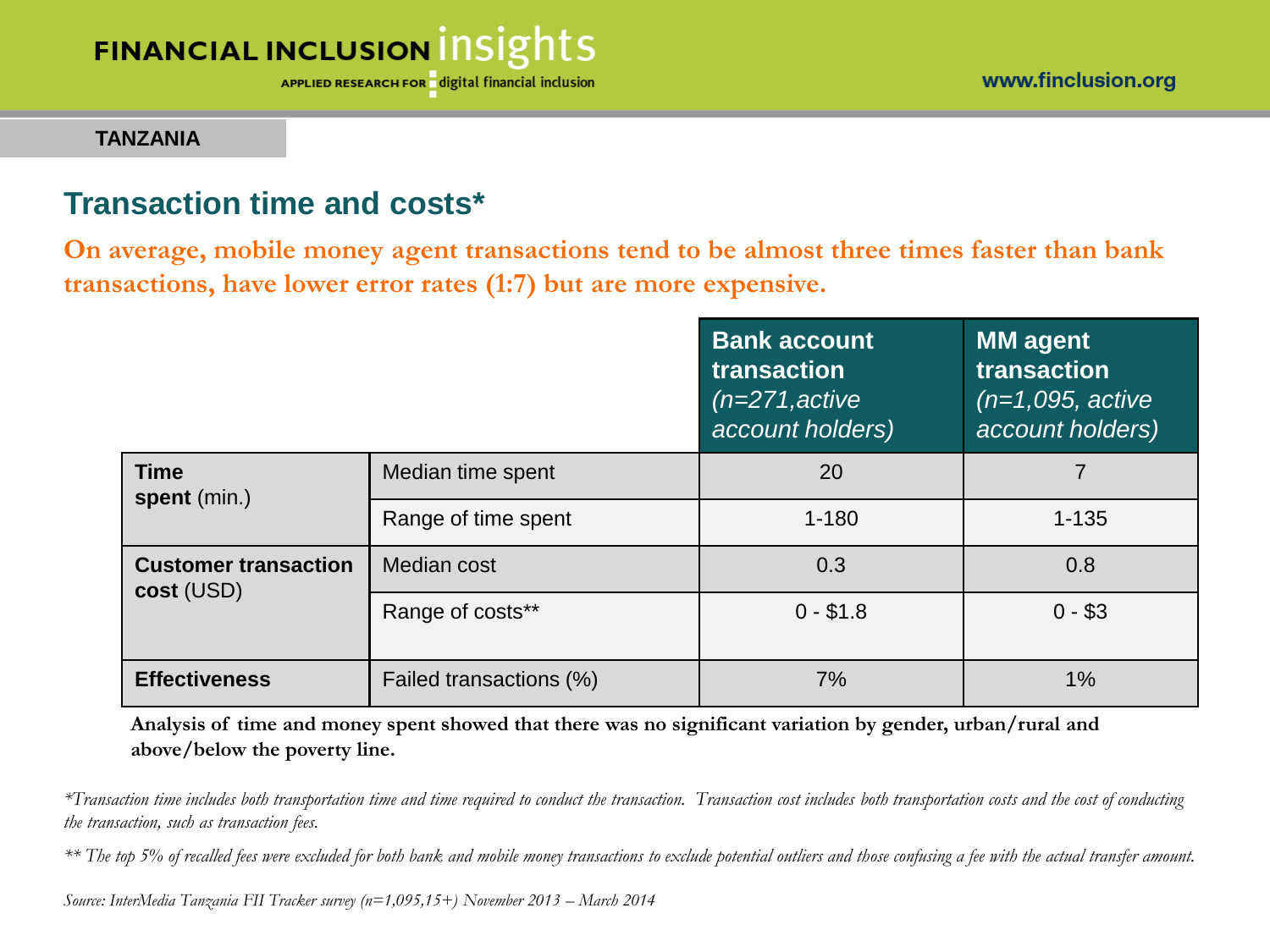TANZANIA

## Transaction time and costs*

**On average, mobile money agent transactions tend to be almost three times faster than bank transactions, have lower error rates (1:7) but are more expensive.**

| | | **Bank account transaction** *(n=271,active account holders)* | **MM agent transaction** *(n=1,095, active account holders)* |
|---|---|---|---|
| **Time spent** (min.) | Median time spent | 20 | 7 |
| | Range of time spent | 1-180 | 1-135 |
| **Customer transaction cost** (USD) | Median cost | 0.3 | 0.8 |
| | Range of costs** | 0 - $1.8 | 0 - $3 |
| **Effectiveness** | Failed transactions (%) | 7% | 1% |

**Analysis of time and money spent showed that there was no significant variation by gender, urban/rural and above/below the poverty line.**

*\*Transaction time includes both transportation time and time required to conduct the transaction. Transaction cost includes both transportation costs and the cost of conducting the transaction, such as transaction fees.*

*\*\* The top 5% of recalled fees were excluded for both bank and mobile money transactions to exclude potential outliers and those confusing a fee with the actual transfer amount.*

*Source: InterMedia Tanzania FII Tracker survey (n=1,095,15+) November 2013 – March 2014*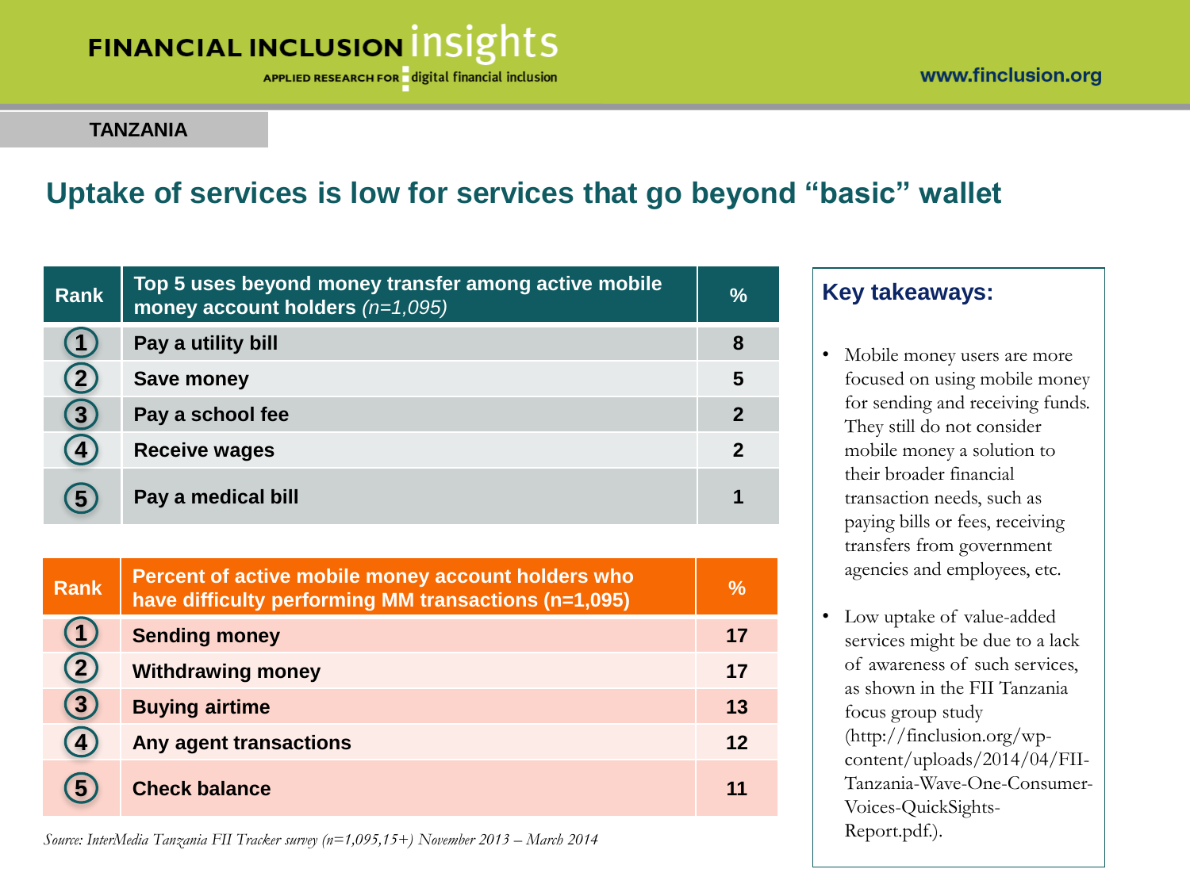TANZANIA

# Uptake of services is low for services that go beyond "basic" wallet

| Rank | Top 5 uses beyond money transfer among active mobile money account holders *(n=1,095)* | % |
|---|---|---|
| 1 | Pay a utility bill | 8 |
| 2 | Save money | 5 |
| 3 | Pay a school fee | 2 |
| 4 | Receive wages | 2 |
| 5 | Pay a medical bill | 1 |

| Rank | Percent of active mobile money account holders who have difficulty performing MM transactions (n=1,095) | % |
|---|---|---|
| 1 | Sending money | 17 |
| 2 | Withdrawing money | 17 |
| 3 | Buying airtime | 13 |
| 4 | Any agent transactions | 12 |
| 5 | Check balance | 11 |

*Source: InterMedia Tanzania FII Tracker survey (n=1,095,15+) November 2013 – March 2014*

## Key takeaways:

- Mobile money users are more focused on using mobile money for sending and receiving funds. They still do not consider mobile money a solution to their broader financial transaction needs, such as paying bills or fees, receiving transfers from government agencies and employees, etc.
- Low uptake of value-added services might be due to a lack of awareness of such services, as shown in the FII Tanzania focus group study (http://finclusion.org/wp-content/uploads/2014/04/FII-Tanzania-Wave-One-Consumer-Voices-QuickSights-Report.pdf.).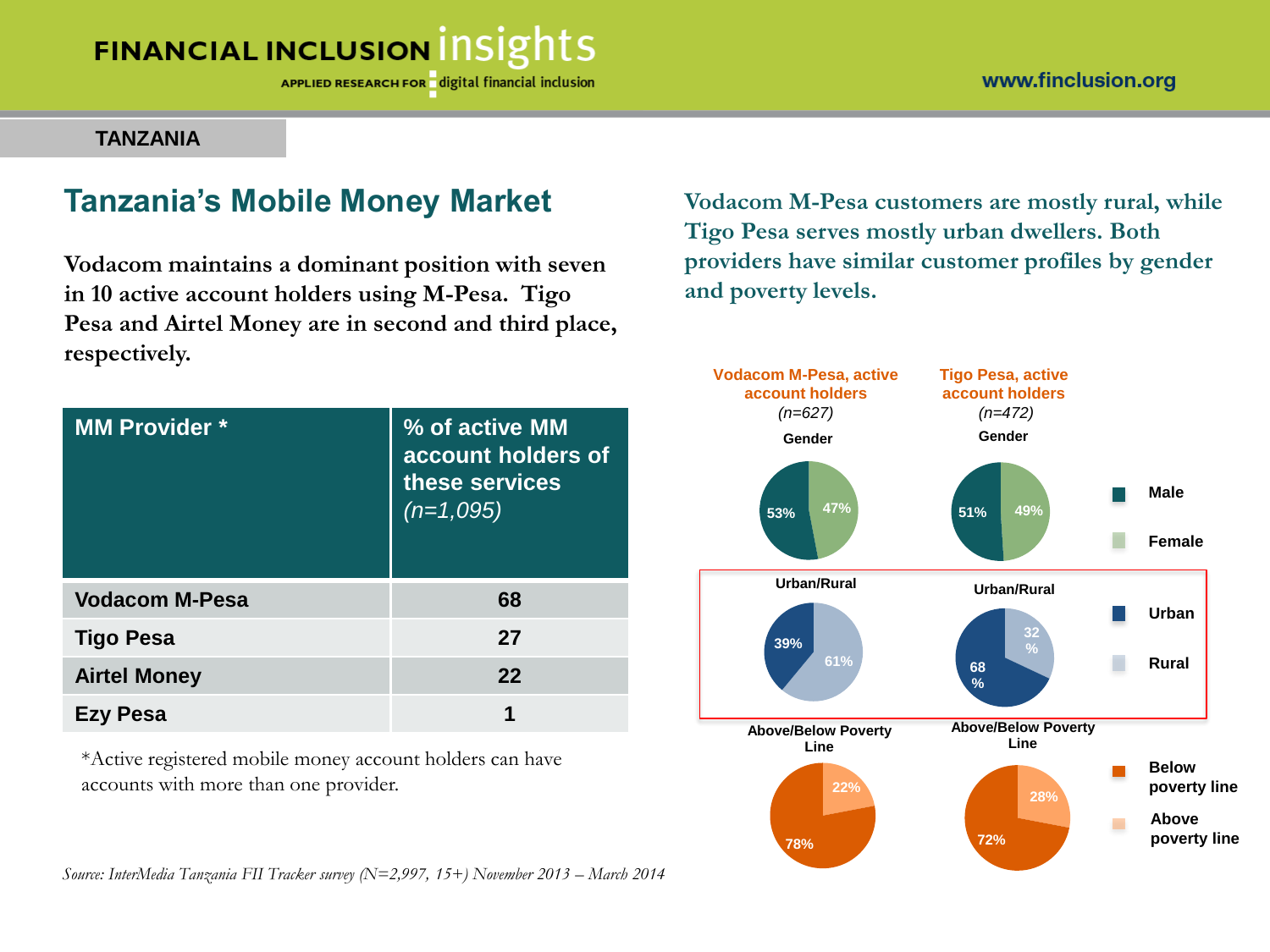TANZANIA

## Tanzania's Mobile Money Market

**Vodacom maintains a dominant position with seven in 10 active account holders using M-Pesa. Tigo Pesa and Airtel Money are in second and third place, respectively.**

| MM Provider * | % of active MM account holders of these services *(n=1,095)* |
|---|---|
| **Vodacom M-Pesa** | **68** |
| **Tigo Pesa** | **27** |
| **Airtel Money** | **22** |
| **Ezy Pesa** | **1** |

*Active registered mobile money account holders can have accounts with more than one provider.

**Vodacom M-Pesa customers are mostly rural, while Tigo Pesa serves mostly urban dwellers. Both providers have similar customer profiles by gender and poverty levels.**

| | Vodacom M-Pesa, active account holders *(n=627)* | Tigo Pesa, active account holders *(n=472)* |
|---|---|---|
| **Gender** | | |
| Male | 53% | 51% |
| Female | 47% | 49% |
| **Urban/Rural** | | |
| Urban | 39% | 68% |
| Rural | 61% | 32% |
| **Above/Below Poverty Line** | | |
| Below poverty line | 78% | 72% |
| Above poverty line | 22% | 28% |

*Source: InterMedia Tanzania FII Tracker survey (N=2,997, 15+) November 2013 – March 2014*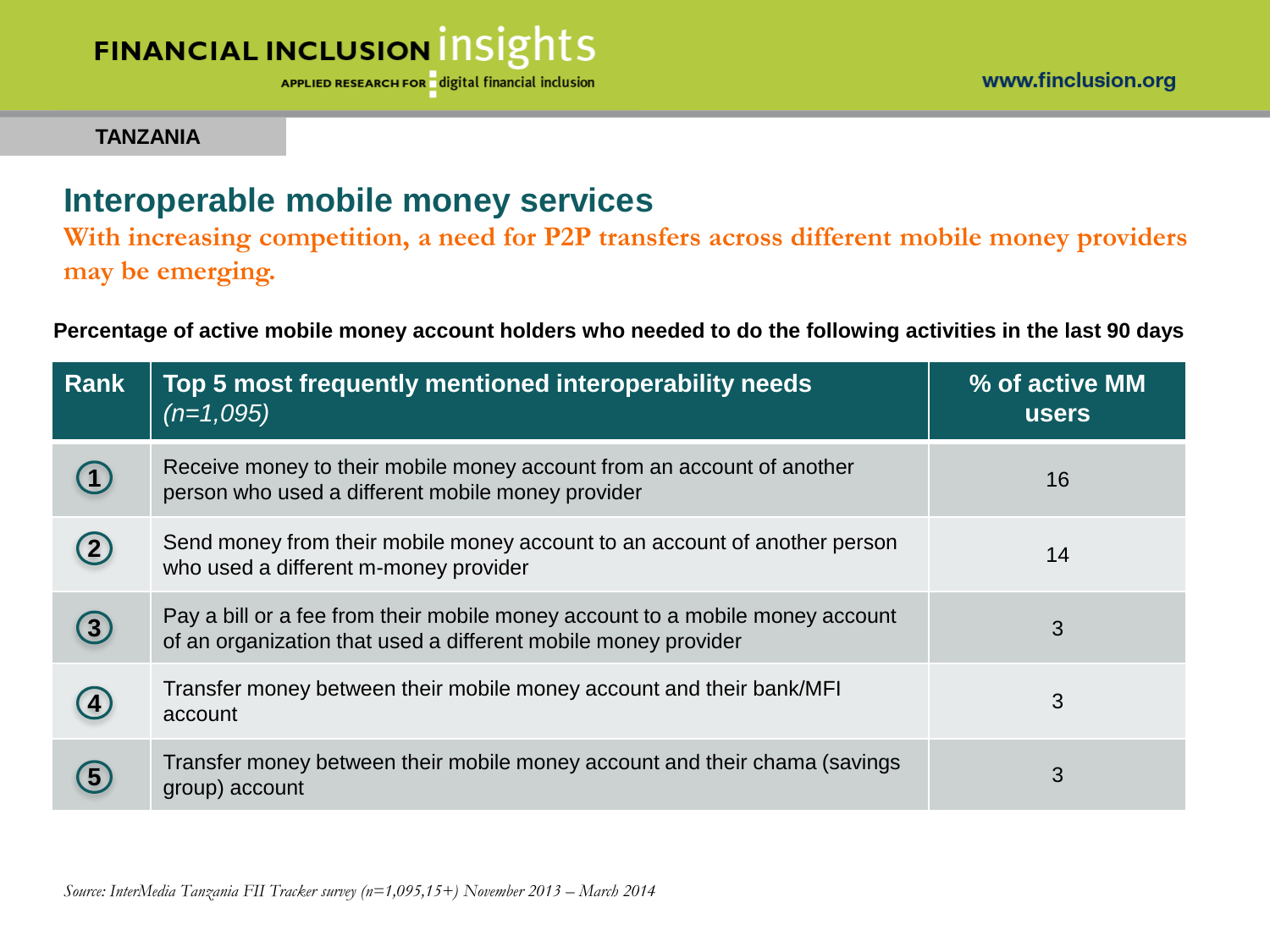**TANZANIA**

## Interoperable mobile money services

**With increasing competition, a need for P2P transfers across different mobile money providers may be emerging.**

**Percentage of active mobile money account holders who needed to do the following activities in the last 90 days**

| Rank | Top 5 most frequently mentioned interoperability needs *(n=1,095)* | % of active MM users |
|---|---|---|
| 1 | Receive money to their mobile money account from an account of another person who used a different mobile money provider | 16 |
| 2 | Send money from their mobile money account to an account of another person who used a different m-money provider | 14 |
| 3 | Pay a bill or a fee from their mobile money account to a mobile money account of an organization that used a different mobile money provider | 3 |
| 4 | Transfer money between their mobile money account and their bank/MFI account | 3 |
| 5 | Transfer money between their mobile money account and their chama (savings group) account | 3 |

*Source: InterMedia Tanzania FII Tracker survey (n=1,095,15+) November 2013 – March 2014*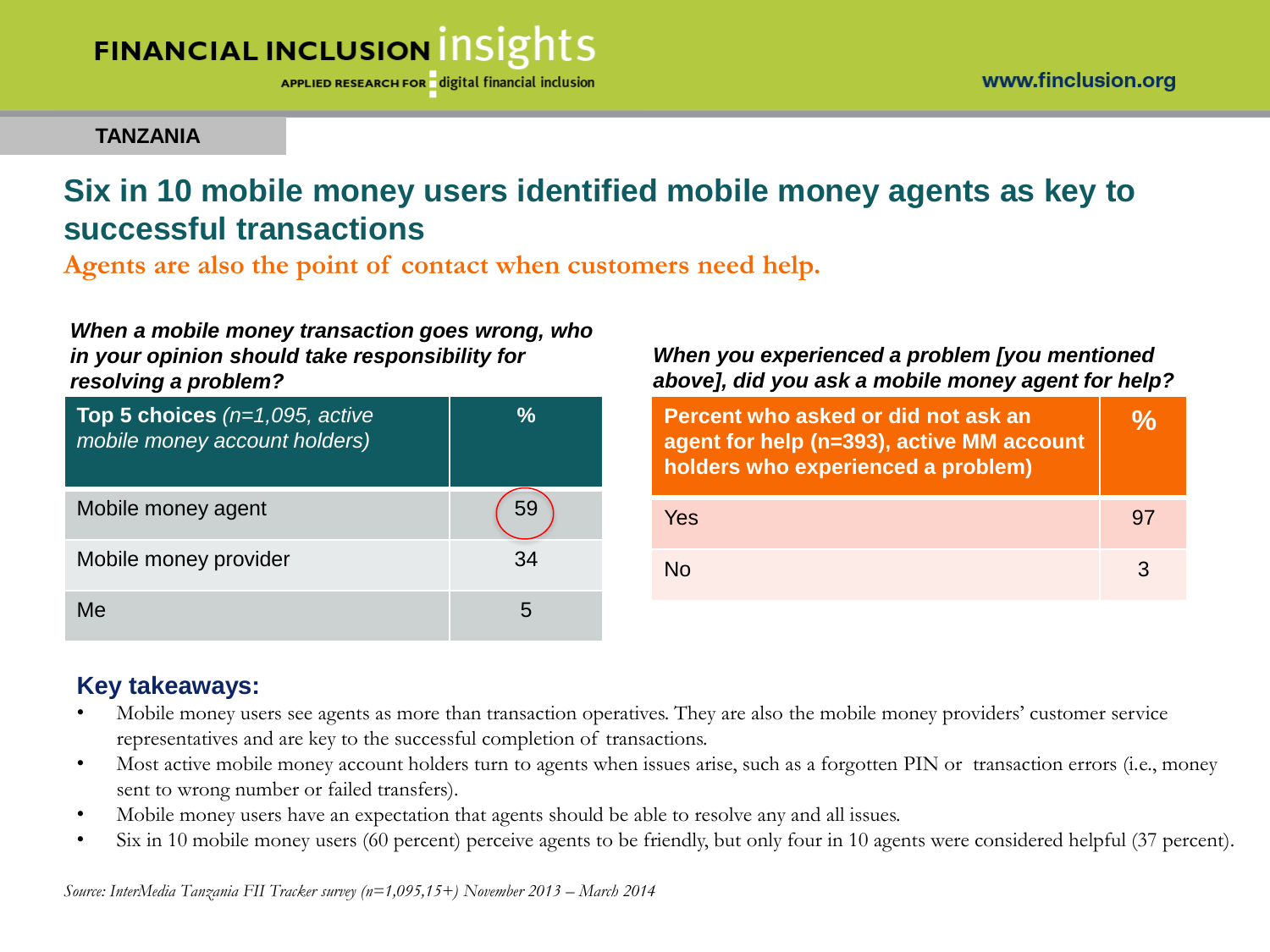TANZANIA

# Six in 10 mobile money users identified mobile money agents as key to successful transactions

## Agents are also the point of contact when customers need help.

***When a mobile money transaction goes wrong, who in your opinion should take responsibility for resolving a problem?***

| **Top 5 choices** *(n=1,095, active mobile money account holders)* | **%** |
|---|---|
| Mobile money agent | 59 |
| Mobile money provider | 34 |
| Me | 5 |

***When you experienced a problem [you mentioned above], did you ask a mobile money agent for help?***

| **Percent who asked or did not ask an agent for help (n=393), active MM account holders who experienced a problem)** | **%** |
|---|---|
| Yes | 97 |
| No | 3 |

### Key takeaways:

- Mobile money users see agents as more than transaction operatives. They are also the mobile money providers' customer service representatives and are key to the successful completion of transactions.
- Most active mobile money account holders turn to agents when issues arise, such as a forgotten PIN or transaction errors (i.e., money sent to wrong number or failed transfers).
- Mobile money users have an expectation that agents should be able to resolve any and all issues.
- Six in 10 mobile money users (60 percent) perceive agents to be friendly, but only four in 10 agents were considered helpful (37 percent).

*Source: InterMedia Tanzania FII Tracker survey (n=1,095,15+) November 2013 – March 2014*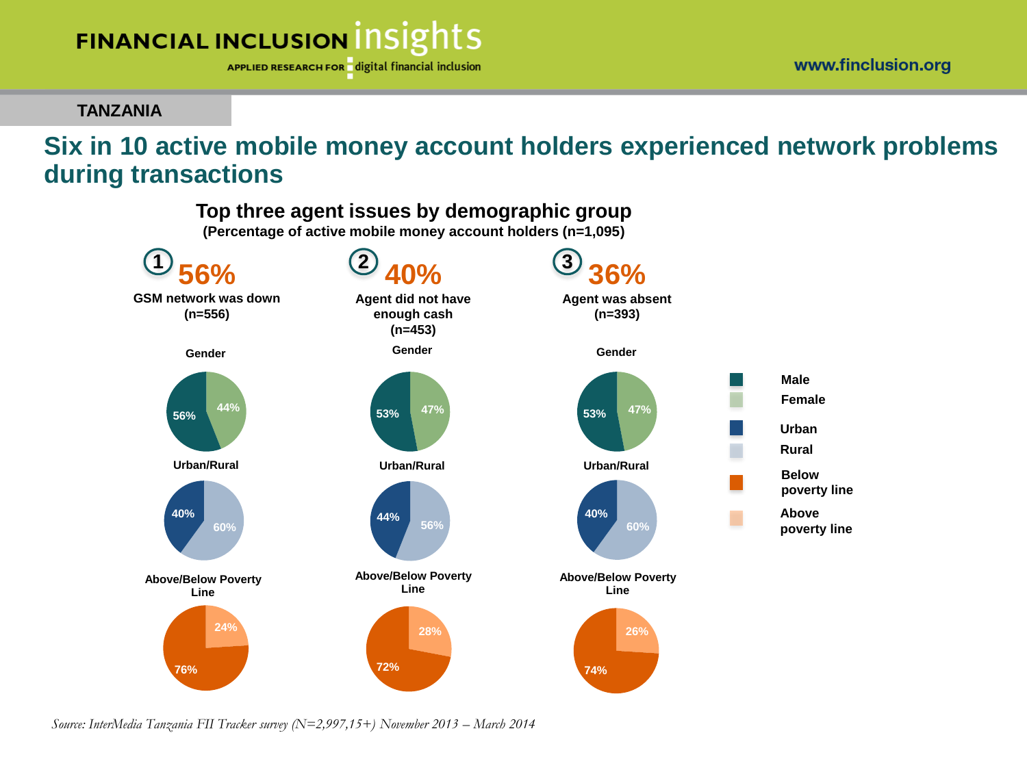TANZANIA

# Six in 10 active mobile money account holders experienced network problems during transactions

## Top three agent issues by demographic group

**(Percentage of active mobile money account holders (n=1,095)**

| | 1. 56% GSM network was down (n=556) | 2. 40% Agent did not have enough cash (n=453) | 3. 36% Agent was absent (n=393) |
|---|---|---|---|
| **Gender** | | | |
| Male | 56% | 53% | 53% |
| Female | 44% | 47% | 47% |
| **Urban/Rural** | | | |
| Urban | 40% | 44% | 40% |
| Rural | 60% | 56% | 60% |
| **Above/Below Poverty Line** | | | |
| Below poverty line | 76% | 72% | 74% |
| Above poverty line | 24% | 28% | 26% |

*Source: InterMedia Tanzania FII Tracker survey (N=2,997,15+) November 2013 – March 2014*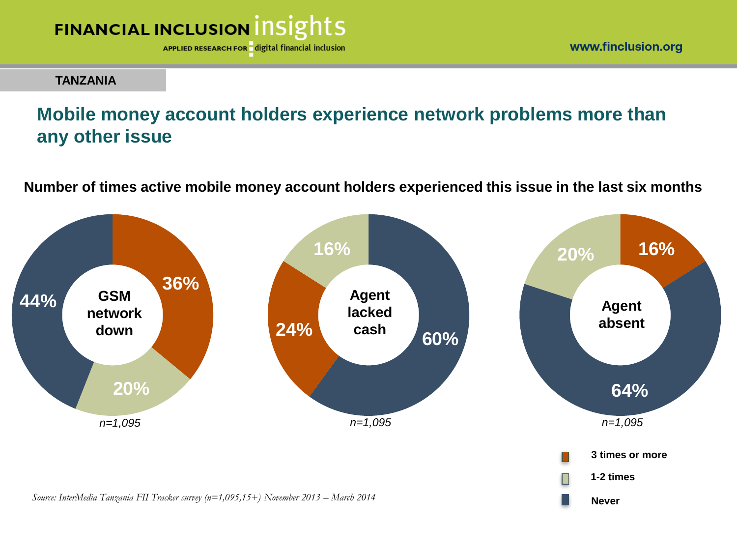TANZANIA

# Mobile money account holders experience network problems more than any other issue

**Number of times active mobile money account holders experienced this issue in the last six months**

| Issue | 3 times or more | 1-2 times | Never | n |
|---|---|---|---|---|
| GSM network down | 36% | 20% | 44% | n=1,095 |
| Agent lacked cash | 24% | 16% | 60% | n=1,095 |
| Agent absent | 16% | 20% | 64% | n=1,095 |

*Source: InterMedia Tanzania FII Tracker survey (n=1,095,15+) November 2013 – March 2014*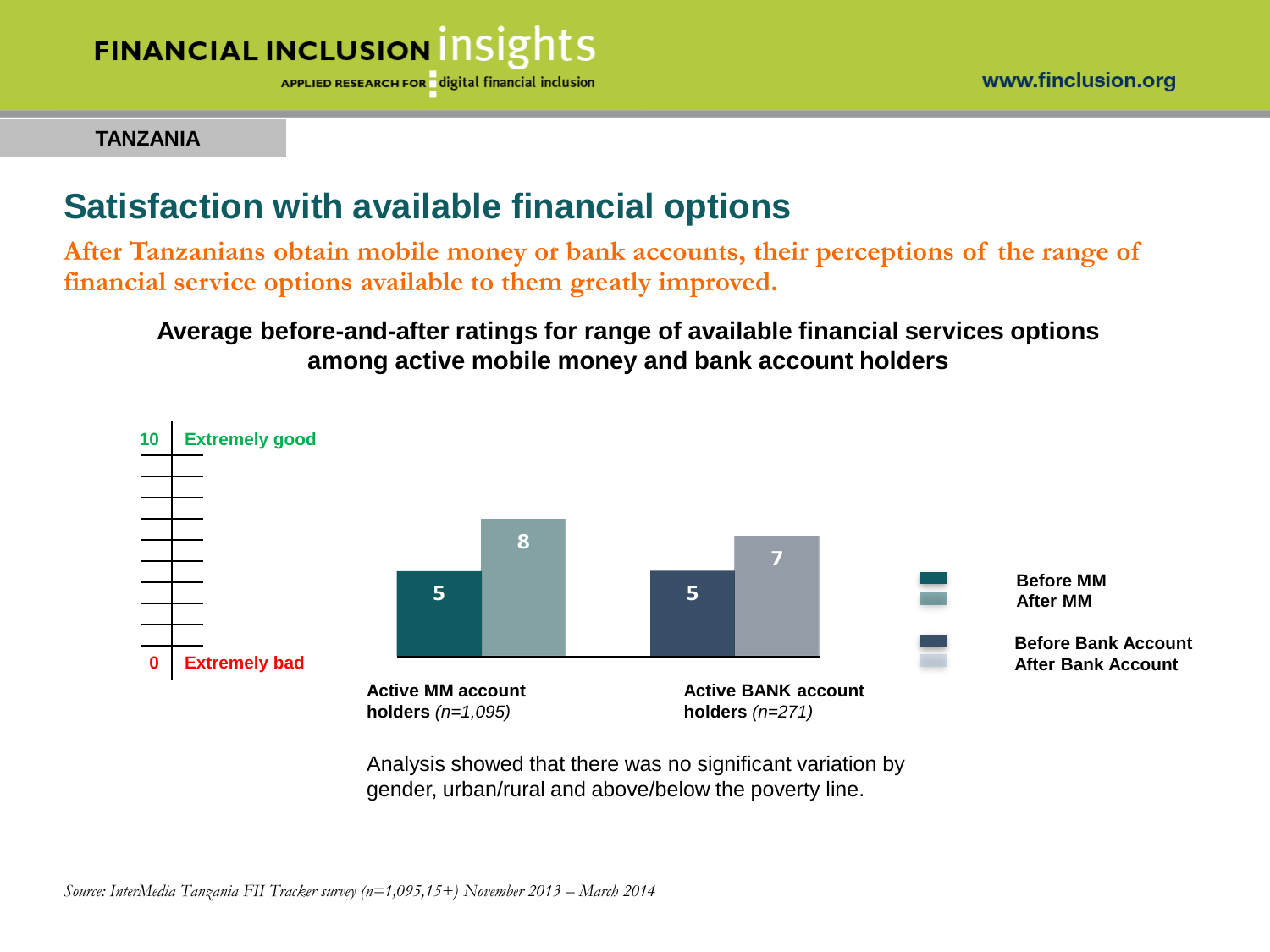TANZANIA

# Satisfaction with available financial options

**After Tanzanians obtain mobile money or bank accounts, their perceptions of the range of financial service options available to them greatly improved.**

**Average before-and-after ratings for range of available financial services options among active mobile money and bank account holders**

Scale: 0 = Extremely bad, 10 = Extremely good

| | Before | After |
|---|---|---|
| **Active MM account holders** *(n=1,095)* | 5 | 8 |
| **Active BANK account holders** *(n=271)* | 5 | 7 |

Analysis showed that there was no significant variation by gender, urban/rural and above/below the poverty line.

*Source: InterMedia Tanzania FII Tracker survey (n=1,095,15+) November 2013 – March 2014*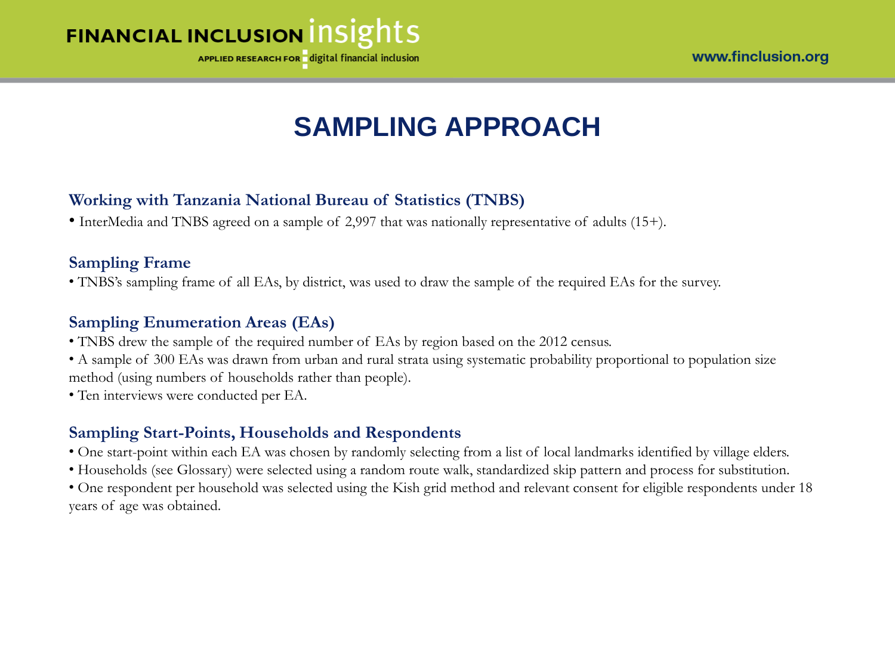# SAMPLING APPROACH

### Working with Tanzania National Bureau of Statistics (TNBS)

- InterMedia and TNBS agreed on a sample of 2,997 that was nationally representative of adults (15+).

### Sampling Frame

- TNBS's sampling frame of all EAs, by district, was used to draw the sample of the required EAs for the survey.

### Sampling Enumeration Areas (EAs)

- TNBS drew the sample of the required number of EAs by region based on the 2012 census.
- A sample of 300 EAs was drawn from urban and rural strata using systematic probability proportional to population size method (using numbers of households rather than people).
- Ten interviews were conducted per EA.

### Sampling Start-Points, Households and Respondents

- One start-point within each EA was chosen by randomly selecting from a list of local landmarks identified by village elders.
- Households (see Glossary) were selected using a random route walk, standardized skip pattern and process for substitution.
- One respondent per household was selected using the Kish grid method and relevant consent for eligible respondents under 18 years of age was obtained.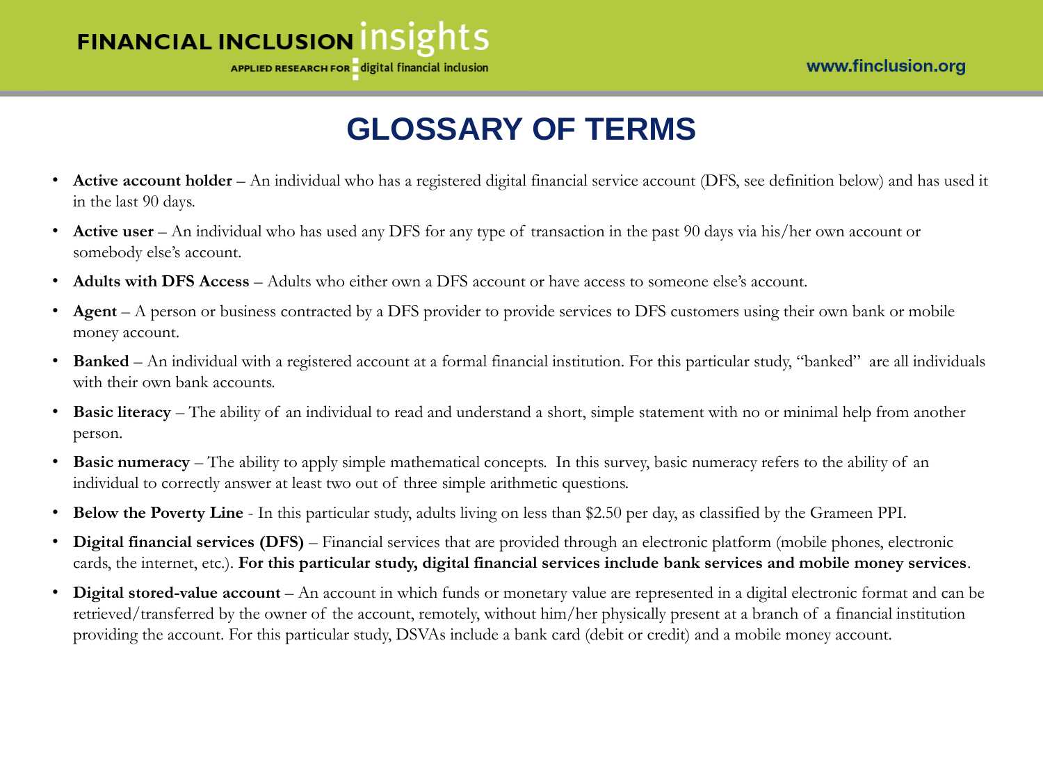# GLOSSARY OF TERMS

- **Active account holder** – An individual who has a registered digital financial service account (DFS, see definition below) and has used it in the last 90 days.
- **Active user** – An individual who has used any DFS for any type of transaction in the past 90 days via his/her own account or somebody else's account.
- **Adults with DFS Access** – Adults who either own a DFS account or have access to someone else's account.
- **Agent** – A person or business contracted by a DFS provider to provide services to DFS customers using their own bank or mobile money account.
- **Banked** – An individual with a registered account at a formal financial institution. For this particular study, "banked" are all individuals with their own bank accounts.
- **Basic literacy** – The ability of an individual to read and understand a short, simple statement with no or minimal help from another person.
- **Basic numeracy** – The ability to apply simple mathematical concepts. In this survey, basic numeracy refers to the ability of an individual to correctly answer at least two out of three simple arithmetic questions.
- **Below the Poverty Line** - In this particular study, adults living on less than $2.50 per day, as classified by the Grameen PPI.
- **Digital financial services (DFS)** – Financial services that are provided through an electronic platform (mobile phones, electronic cards, the internet, etc.). **For this particular study, digital financial services include bank services and mobile money services**.
- **Digital stored-value account** – An account in which funds or monetary value are represented in a digital electronic format and can be retrieved/transferred by the owner of the account, remotely, without him/her physically present at a branch of a financial institution providing the account. For this particular study, DSVAs include a bank card (debit or credit) and a mobile money account.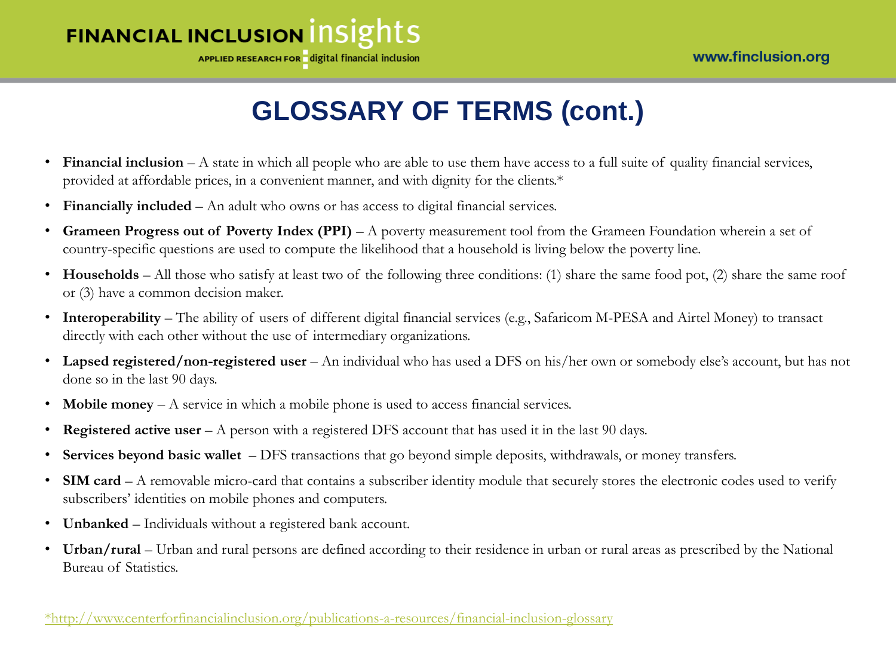# GLOSSARY OF TERMS (cont.)

- **Financial inclusion** – A state in which all people who are able to use them have access to a full suite of quality financial services, provided at affordable prices, in a convenient manner, and with dignity for the clients.*
- **Financially included** – An adult who owns or has access to digital financial services.
- **Grameen Progress out of Poverty Index (PPI)** – A poverty measurement tool from the Grameen Foundation wherein a set of country-specific questions are used to compute the likelihood that a household is living below the poverty line.
- **Households** – All those who satisfy at least two of the following three conditions: (1) share the same food pot, (2) share the same roof or (3) have a common decision maker.
- **Interoperability** – The ability of users of different digital financial services (e.g., Safaricom M-PESA and Airtel Money) to transact directly with each other without the use of intermediary organizations.
- **Lapsed registered/non-registered user** – An individual who has used a DFS on his/her own or somebody else's account, but has not done so in the last 90 days.
- **Mobile money** – A service in which a mobile phone is used to access financial services.
- **Registered active user** – A person with a registered DFS account that has used it in the last 90 days.
- **Services beyond basic wallet** – DFS transactions that go beyond simple deposits, withdrawals, or money transfers.
- **SIM card** – A removable micro-card that contains a subscriber identity module that securely stores the electronic codes used to verify subscribers' identities on mobile phones and computers.
- **Unbanked** – Individuals without a registered bank account.
- **Urban/rural** – Urban and rural persons are defined according to their residence in urban or rural areas as prescribed by the National Bureau of Statistics.

*http://www.centerforfinancialinclusion.org/publications-a-resources/financial-inclusion-glossary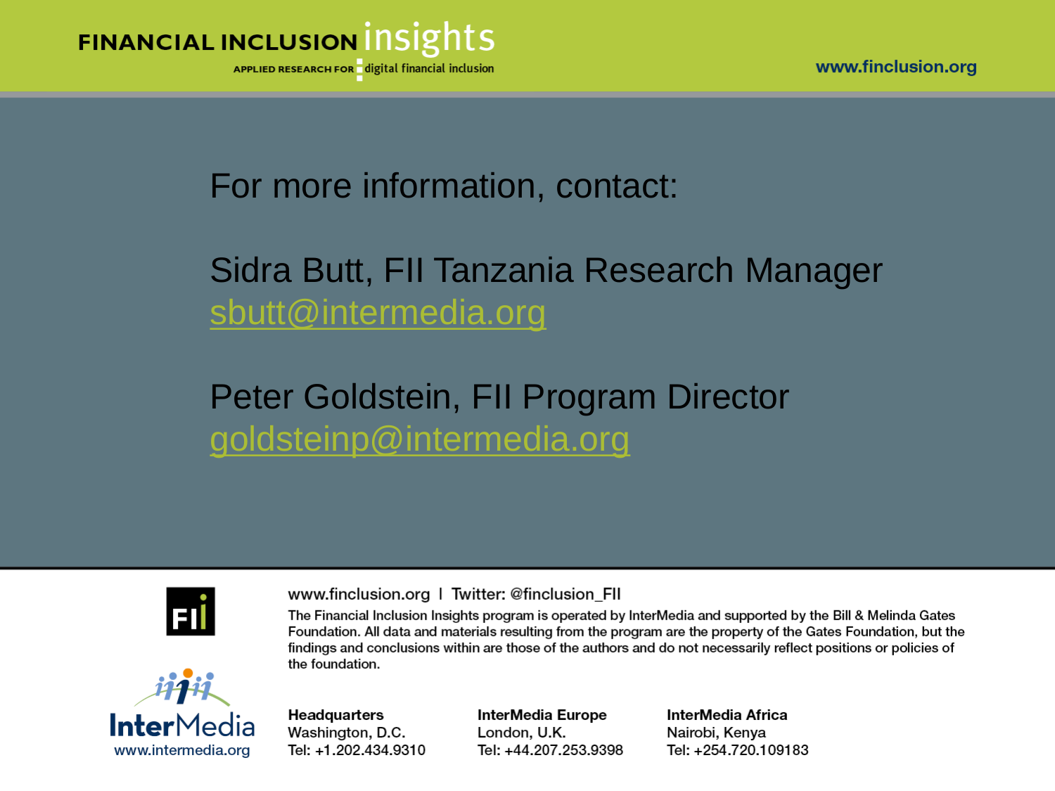FINANCIAL INCLUSION insights

APPLIED RESEARCH FOR digital financial inclusion

www.finclusion.org

For more information, contact:

Sidra Butt, FII Tanzania Research Manager
sbutt@intermedia.org

Peter Goldstein, FII Program Director
goldsteinp@intermedia.org

www.finclusion.org | Twitter: @finclusion_FII

The Financial Inclusion Insights program is operated by InterMedia and supported by the Bill & Melinda Gates Foundation. All data and materials resulting from the program are the property of the Gates Foundation, but the findings and conclusions within are those of the authors and do not necessarily reflect positions or policies of the foundation.

InterMedia
www.intermedia.org

**Headquarters**
Washington, D.C.
Tel: +1.202.434.9310

**InterMedia Europe**
London, U.K.
Tel: +44.207.253.9398

**InterMedia Africa**
Nairobi, Kenya
Tel: +254.720.109183